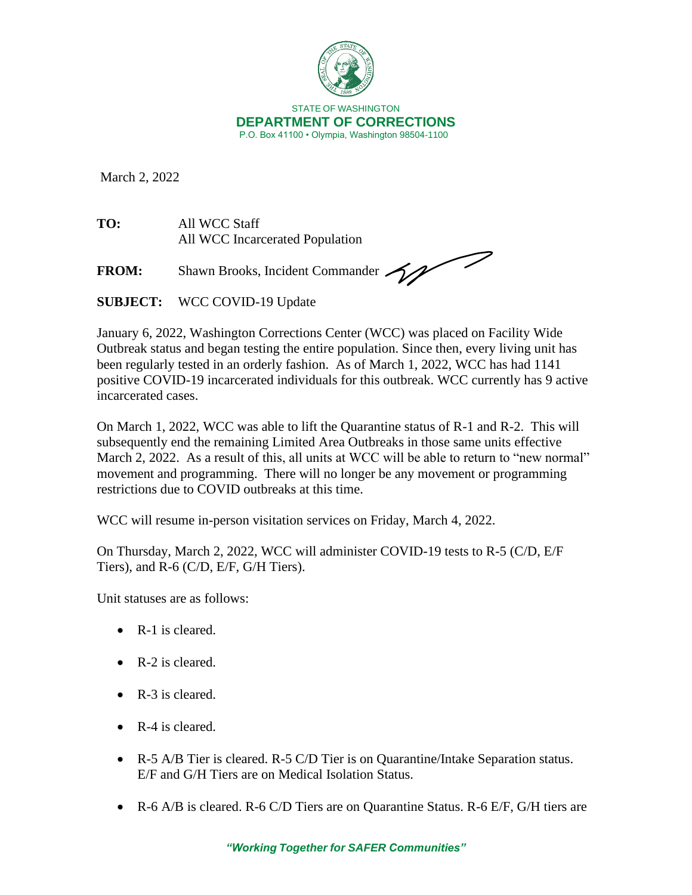STATE OF WASHINGTON
**DEPARTMENT OF CORRECTIONS**
P.O. Box 41100 • Olympia, Washington 98504-1100

March 2, 2022

**TO:** All WCC Staff
All WCC Incarcerated Population

**FROM:** Shawn Brooks, Incident Commander

**SUBJECT:** WCC COVID-19 Update

January 6, 2022, Washington Corrections Center (WCC) was placed on Facility Wide Outbreak status and began testing the entire population. Since then, every living unit has been regularly tested in an orderly fashion. As of March 1, 2022, WCC has had 1141 positive COVID-19 incarcerated individuals for this outbreak. WCC currently has 9 active incarcerated cases.

On March 1, 2022, WCC was able to lift the Quarantine status of R-1 and R-2. This will subsequently end the remaining Limited Area Outbreaks in those same units effective March 2, 2022. As a result of this, all units at WCC will be able to return to "new normal" movement and programming. There will no longer be any movement or programming restrictions due to COVID outbreaks at this time.

WCC will resume in-person visitation services on Friday, March 4, 2022.

On Thursday, March 2, 2022, WCC will administer COVID-19 tests to R-5 (C/D, E/F Tiers), and R-6 (C/D, E/F, G/H Tiers).

Unit statuses are as follows:

- R-1 is cleared.
- R-2 is cleared.
- R-3 is cleared.
- R-4 is cleared.
- R-5 A/B Tier is cleared. R-5 C/D Tier is on Quarantine/Intake Separation status. E/F and G/H Tiers are on Medical Isolation Status.
- R-6 A/B is cleared. R-6 C/D Tiers are on Quarantine Status. R-6 E/F, G/H tiers are

*"Working Together for SAFER Communities"*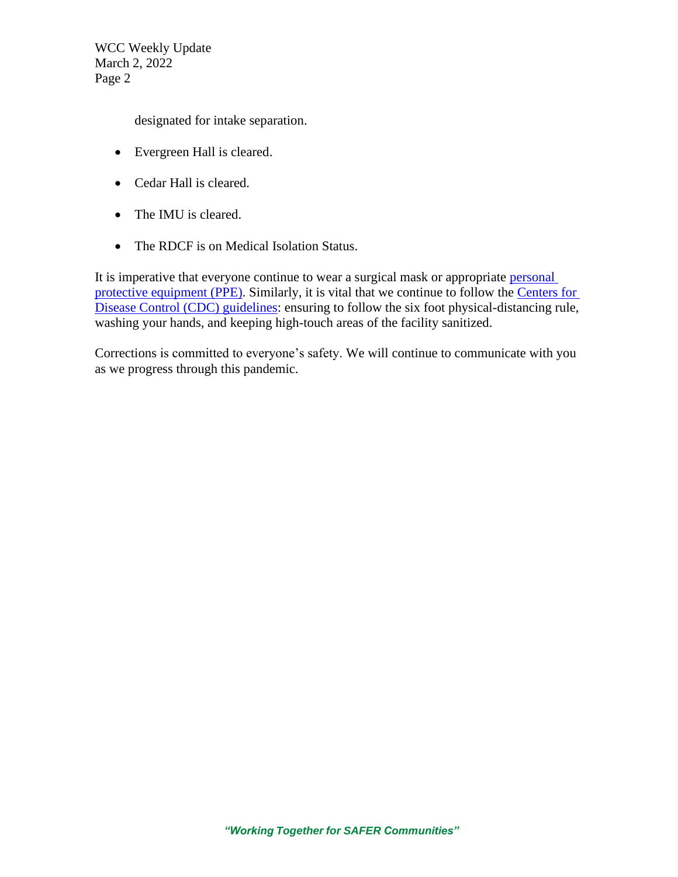designated for intake separation.

- Evergreen Hall is cleared.
- Cedar Hall is cleared.
- The IMU is cleared.
- The RDCF is on Medical Isolation Status.

It is imperative that everyone continue to wear a surgical mask or appropriate [personal protective equipment (PPE)](). Similarly, it is vital that we continue to follow the [Centers for Disease Control (CDC) guidelines](): ensuring to follow the six foot physical-distancing rule, washing your hands, and keeping high-touch areas of the facility sanitized.

Corrections is committed to everyone's safety. We will continue to communicate with you as we progress through this pandemic.